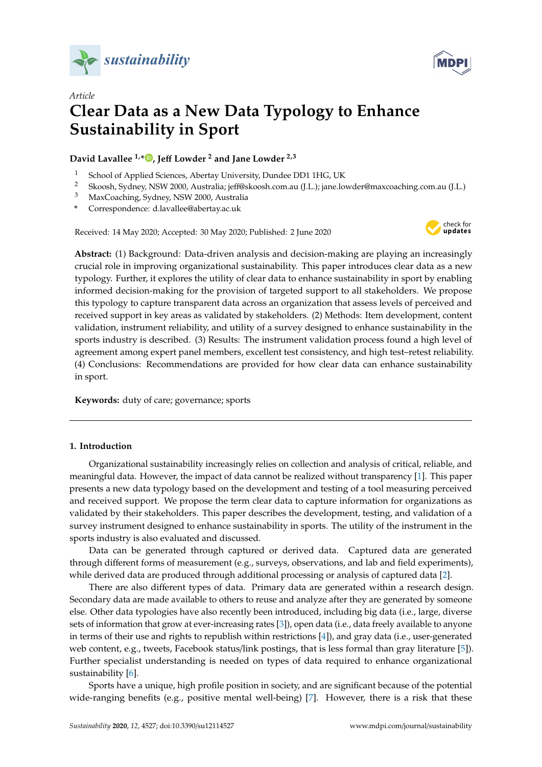*Article*

# Clear Data as a New Data Typology to Enhance Sustainability in Sport

**David Lavallee [1,*], Jeff Lowder [2] and Jane Lowder [2,3]**

1 School of Applied Sciences, Abertay University, Dundee DD1 1HG, UK
2 Skoosh, Sydney, NSW 2000, Australia; jeff@skoosh.com.au (J.L.); jane.lowder@maxcoaching.com.au (J.L.)
3 MaxCoaching, Sydney, NSW 2000, Australia
* Correspondence: d.lavallee@abertay.ac.uk

Received: 14 May 2020; Accepted: 30 May 2020; Published: 2 June 2020

**Abstract:** (1) Background: Data-driven analysis and decision-making are playing an increasingly crucial role in improving organizational sustainability. This paper introduces clear data as a new typology. Further, it explores the utility of clear data to enhance sustainability in sport by enabling informed decision-making for the provision of targeted support to all stakeholders. We propose this typology to capture transparent data across an organization that assess levels of perceived and received support in key areas as validated by stakeholders. (2) Methods: Item development, content validation, instrument reliability, and utility of a survey designed to enhance sustainability in the sports industry is described. (3) Results: The instrument validation process found a high level of agreement among expert panel members, excellent test consistency, and high test–retest reliability. (4) Conclusions: Recommendations are provided for how clear data can enhance sustainability in sport.

**Keywords:** duty of care; governance; sports

## 1. Introduction

Organizational sustainability increasingly relies on collection and analysis of critical, reliable, and meaningful data. However, the impact of data cannot be realized without transparency [1]. This paper presents a new data typology based on the development and testing of a tool measuring perceived and received support. We propose the term clear data to capture information for organizations as validated by their stakeholders. This paper describes the development, testing, and validation of a survey instrument designed to enhance sustainability in sports. The utility of the instrument in the sports industry is also evaluated and discussed.

Data can be generated through captured or derived data. Captured data are generated through different forms of measurement (e.g., surveys, observations, and lab and field experiments), while derived data are produced through additional processing or analysis of captured data [2].

There are also different types of data. Primary data are generated within a research design. Secondary data are made available to others to reuse and analyze after they are generated by someone else. Other data typologies have also recently been introduced, including big data (i.e., large, diverse sets of information that grow at ever-increasing rates [3]), open data (i.e., data freely available to anyone in terms of their use and rights to republish within restrictions [4]), and gray data (i.e., user-generated web content, e.g., tweets, Facebook status/link postings, that is less formal than gray literature [5]). Further specialist understanding is needed on types of data required to enhance organizational sustainability [6].

Sports have a unique, high profile position in society, and are significant because of the potential wide-ranging benefits (e.g., positive mental well-being) [7]. However, there is a risk that these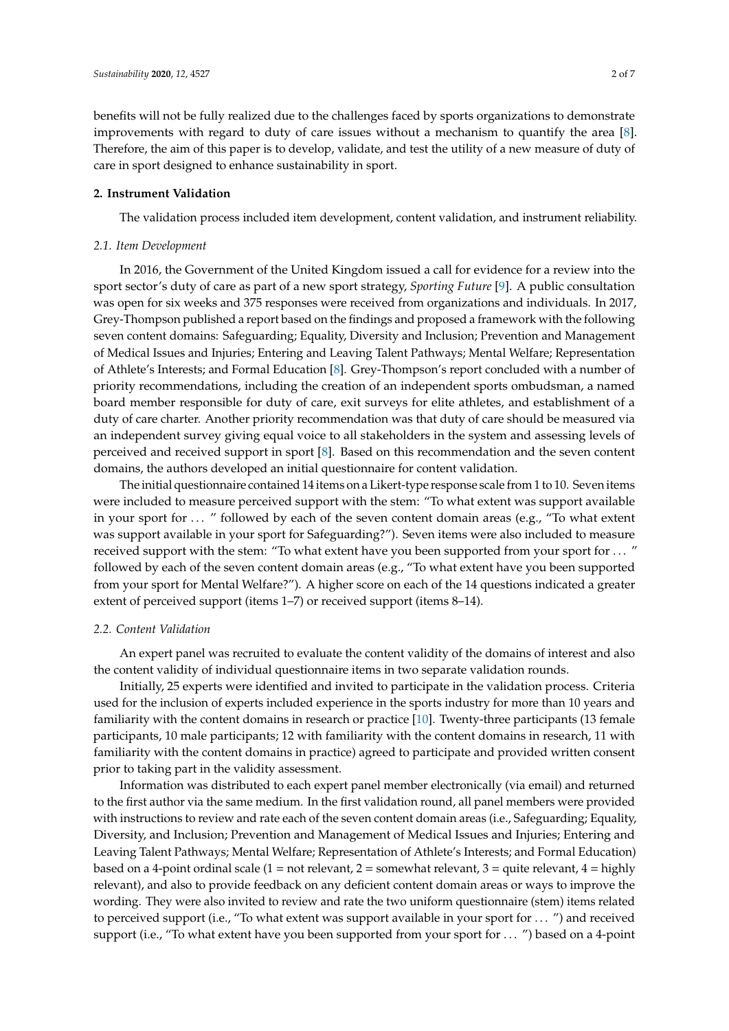benefits will not be fully realized due to the challenges faced by sports organizations to demonstrate improvements with regard to duty of care issues without a mechanism to quantify the area [8]. Therefore, the aim of this paper is to develop, validate, and test the utility of a new measure of duty of care in sport designed to enhance sustainability in sport.

## 2. Instrument Validation

The validation process included item development, content validation, and instrument reliability.

### 2.1. Item Development

In 2016, the Government of the United Kingdom issued a call for evidence for a review into the sport sector's duty of care as part of a new sport strategy, *Sporting Future* [9]. A public consultation was open for six weeks and 375 responses were received from organizations and individuals. In 2017, Grey-Thompson published a report based on the findings and proposed a framework with the following seven content domains: Safeguarding; Equality, Diversity and Inclusion; Prevention and Management of Medical Issues and Injuries; Entering and Leaving Talent Pathways; Mental Welfare; Representation of Athlete's Interests; and Formal Education [8]. Grey-Thompson's report concluded with a number of priority recommendations, including the creation of an independent sports ombudsman, a named board member responsible for duty of care, exit surveys for elite athletes, and establishment of a duty of care charter. Another priority recommendation was that duty of care should be measured via an independent survey giving equal voice to all stakeholders in the system and assessing levels of perceived and received support in sport [8]. Based on this recommendation and the seven content domains, the authors developed an initial questionnaire for content validation.

The initial questionnaire contained 14 items on a Likert-type response scale from 1 to 10. Seven items were included to measure perceived support with the stem: "To what extent was support available in your sport for ... " followed by each of the seven content domain areas (e.g., "To what extent was support available in your sport for Safeguarding?"). Seven items were also included to measure received support with the stem: "To what extent have you been supported from your sport for ... " followed by each of the seven content domain areas (e.g., "To what extent have you been supported from your sport for Mental Welfare?"). A higher score on each of the 14 questions indicated a greater extent of perceived support (items 1–7) or received support (items 8–14).

### 2.2. Content Validation

An expert panel was recruited to evaluate the content validity of the domains of interest and also the content validity of individual questionnaire items in two separate validation rounds.

Initially, 25 experts were identified and invited to participate in the validation process. Criteria used for the inclusion of experts included experience in the sports industry for more than 10 years and familiarity with the content domains in research or practice [10]. Twenty-three participants (13 female participants, 10 male participants; 12 with familiarity with the content domains in research, 11 with familiarity with the content domains in practice) agreed to participate and provided written consent prior to taking part in the validity assessment.

Information was distributed to each expert panel member electronically (via email) and returned to the first author via the same medium. In the first validation round, all panel members were provided with instructions to review and rate each of the seven content domain areas (i.e., Safeguarding; Equality, Diversity, and Inclusion; Prevention and Management of Medical Issues and Injuries; Entering and Leaving Talent Pathways; Mental Welfare; Representation of Athlete's Interests; and Formal Education) based on a 4-point ordinal scale (1 = not relevant, 2 = somewhat relevant, 3 = quite relevant, 4 = highly relevant), and also to provide feedback on any deficient content domain areas or ways to improve the wording. They were also invited to review and rate the two uniform questionnaire (stem) items related to perceived support (i.e., "To what extent was support available in your sport for ... ") and received support (i.e., "To what extent have you been supported from your sport for ... ") based on a 4-point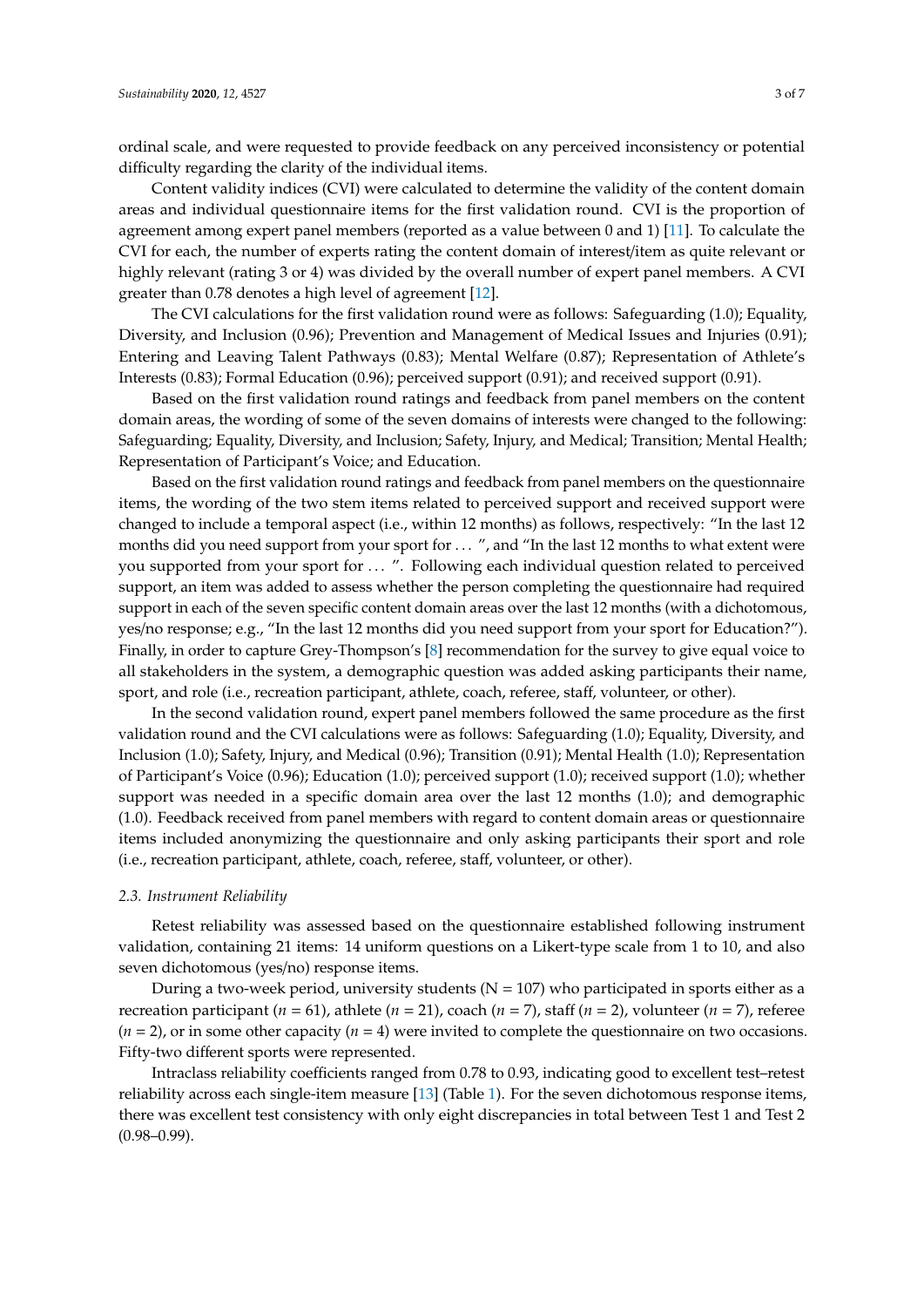ordinal scale, and were requested to provide feedback on any perceived inconsistency or potential difficulty regarding the clarity of the individual items.

Content validity indices (CVI) were calculated to determine the validity of the content domain areas and individual questionnaire items for the first validation round. CVI is the proportion of agreement among expert panel members (reported as a value between 0 and 1) [11]. To calculate the CVI for each, the number of experts rating the content domain of interest/item as quite relevant or highly relevant (rating 3 or 4) was divided by the overall number of expert panel members. A CVI greater than 0.78 denotes a high level of agreement [12].

The CVI calculations for the first validation round were as follows: Safeguarding (1.0); Equality, Diversity, and Inclusion (0.96); Prevention and Management of Medical Issues and Injuries (0.91); Entering and Leaving Talent Pathways (0.83); Mental Welfare (0.87); Representation of Athlete's Interests (0.83); Formal Education (0.96); perceived support (0.91); and received support (0.91).

Based on the first validation round ratings and feedback from panel members on the content domain areas, the wording of some of the seven domains of interests were changed to the following: Safeguarding; Equality, Diversity, and Inclusion; Safety, Injury, and Medical; Transition; Mental Health; Representation of Participant's Voice; and Education.

Based on the first validation round ratings and feedback from panel members on the questionnaire items, the wording of the two stem items related to perceived support and received support were changed to include a temporal aspect (i.e., within 12 months) as follows, respectively: "In the last 12 months did you need support from your sport for ... ", and "In the last 12 months to what extent were you supported from your sport for ... ". Following each individual question related to perceived support, an item was added to assess whether the person completing the questionnaire had required support in each of the seven specific content domain areas over the last 12 months (with a dichotomous, yes/no response; e.g., "In the last 12 months did you need support from your sport for Education?"). Finally, in order to capture Grey-Thompson's [8] recommendation for the survey to give equal voice to all stakeholders in the system, a demographic question was added asking participants their name, sport, and role (i.e., recreation participant, athlete, coach, referee, staff, volunteer, or other).

In the second validation round, expert panel members followed the same procedure as the first validation round and the CVI calculations were as follows: Safeguarding (1.0); Equality, Diversity, and Inclusion (1.0); Safety, Injury, and Medical (0.96); Transition (0.91); Mental Health (1.0); Representation of Participant's Voice (0.96); Education (1.0); perceived support (1.0); received support (1.0); whether support was needed in a specific domain area over the last 12 months (1.0); and demographic (1.0). Feedback received from panel members with regard to content domain areas or questionnaire items included anonymizing the questionnaire and only asking participants their sport and role (i.e., recreation participant, athlete, coach, referee, staff, volunteer, or other).

### *2.3. Instrument Reliability*

Retest reliability was assessed based on the questionnaire established following instrument validation, containing 21 items: 14 uniform questions on a Likert-type scale from 1 to 10, and also seven dichotomous (yes/no) response items.

During a two-week period, university students ($N = 107$) who participated in sports either as a recreation participant ($n = 61$), athlete ($n = 21$), coach ($n = 7$), staff ($n = 2$), volunteer ($n = 7$), referee ($n = 2$), or in some other capacity ($n = 4$) were invited to complete the questionnaire on two occasions. Fifty-two different sports were represented.

Intraclass reliability coefficients ranged from 0.78 to 0.93, indicating good to excellent test–retest reliability across each single-item measure [13] (Table 1). For the seven dichotomous response items, there was excellent test consistency with only eight discrepancies in total between Test 1 and Test 2 (0.98–0.99).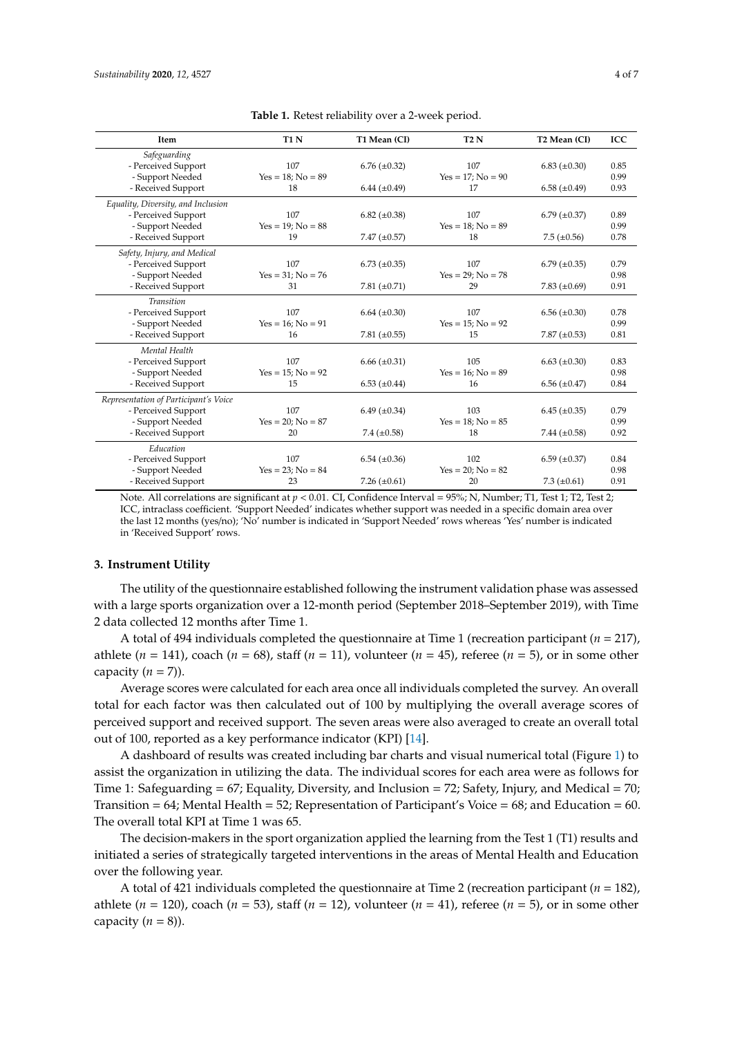**Table 1.** Retest reliability over a 2-week period.

| Item | T1 N | T1 Mean (CI) | T2 N | T2 Mean (CI) | ICC |
|---|---|---|---|---|---|
| *Safeguarding* | | | | | |
| - Perceived Support | 107 | 6.76 (±0.32) | 107 | 6.83 (±0.30) | 0.85 |
| - Support Needed | Yes = 18; No = 89 | | Yes = 17; No = 90 | | 0.99 |
| - Received Support | 18 | 6.44 (±0.49) | 17 | 6.58 (±0.49) | 0.93 |
| *Equality, Diversity, and Inclusion* | | | | | |
| - Perceived Support | 107 | 6.82 (±0.38) | 107 | 6.79 (±0.37) | 0.89 |
| - Support Needed | Yes = 19; No = 88 | | Yes = 18; No = 89 | | 0.99 |
| - Received Support | 19 | 7.47 (±0.57) | 18 | 7.5 (±0.56) | 0.78 |
| *Safety, Injury, and Medical* | | | | | |
| - Perceived Support | 107 | 6.73 (±0.35) | 107 | 6.79 (±0.35) | 0.79 |
| - Support Needed | Yes = 31; No = 76 | | Yes = 29; No = 78 | | 0.98 |
| - Received Support | 31 | 7.81 (±0.71) | 29 | 7.83 (±0.69) | 0.91 |
| *Transition* | | | | | |
| - Perceived Support | 107 | 6.64 (±0.30) | 107 | 6.56 (±0.30) | 0.78 |
| - Support Needed | Yes = 16; No = 91 | | Yes = 15; No = 92 | | 0.99 |
| - Received Support | 16 | 7.81 (±0.55) | 15 | 7.87 (±0.53) | 0.81 |
| *Mental Health* | | | | | |
| - Perceived Support | 107 | 6.66 (±0.31) | 105 | 6.63 (±0.30) | 0.83 |
| - Support Needed | Yes = 15; No = 92 | | Yes = 16; No = 89 | | 0.98 |
| - Received Support | 15 | 6.53 (±0.44) | 16 | 6.56 (±0.47) | 0.84 |
| *Representation of Participant's Voice* | | | | | |
| - Perceived Support | 107 | 6.49 (±0.34) | 103 | 6.45 (±0.35) | 0.79 |
| - Support Needed | Yes = 20; No = 87 | | Yes = 18; No = 85 | | 0.99 |
| - Received Support | 20 | 7.4 (±0.58) | 18 | 7.44 (±0.58) | 0.92 |
| *Education* | | | | | |
| - Perceived Support | 107 | 6.54 (±0.36) | 102 | 6.59 (±0.37) | 0.84 |
| - Support Needed | Yes = 23; No = 84 | | Yes = 20; No = 82 | | 0.98 |
| - Received Support | 23 | 7.26 (±0.61) | 20 | 7.3 (±0.61) | 0.91 |

Note. All correlations are significant at $p < 0.01$. CI, Confidence Interval = 95%; N, Number; T1, Test 1; T2, Test 2; ICC, intraclass coefficient. 'Support Needed' indicates whether support was needed in a specific domain area over the last 12 months (yes/no); 'No' number is indicated in 'Support Needed' rows whereas 'Yes' number is indicated in 'Received Support' rows.

## 3. Instrument Utility

The utility of the questionnaire established following the instrument validation phase was assessed with a large sports organization over a 12-month period (September 2018–September 2019), with Time 2 data collected 12 months after Time 1.

A total of 494 individuals completed the questionnaire at Time 1 (recreation participant ($n$ = 217), athlete ($n$ = 141), coach ($n$ = 68), staff ($n$ = 11), volunteer ($n$ = 45), referee ($n$ = 5), or in some other capacity ($n$ = 7)).

Average scores were calculated for each area once all individuals completed the survey. An overall total for each factor was then calculated out of 100 by multiplying the overall average scores of perceived support and received support. The seven areas were also averaged to create an overall total out of 100, reported as a key performance indicator (KPI) [14].

A dashboard of results was created including bar charts and visual numerical total (Figure 1) to assist the organization in utilizing the data. The individual scores for each area were as follows for Time 1: Safeguarding = 67; Equality, Diversity, and Inclusion = 72; Safety, Injury, and Medical = 70; Transition = 64; Mental Health = 52; Representation of Participant's Voice = 68; and Education = 60. The overall total KPI at Time 1 was 65.

The decision-makers in the sport organization applied the learning from the Test 1 (T1) results and initiated a series of strategically targeted interventions in the areas of Mental Health and Education over the following year.

A total of 421 individuals completed the questionnaire at Time 2 (recreation participant ($n$ = 182), athlete ($n$ = 120), coach ($n$ = 53), staff ($n$ = 12), volunteer ($n$ = 41), referee ($n$ = 5), or in some other capacity ($n$ = 8)).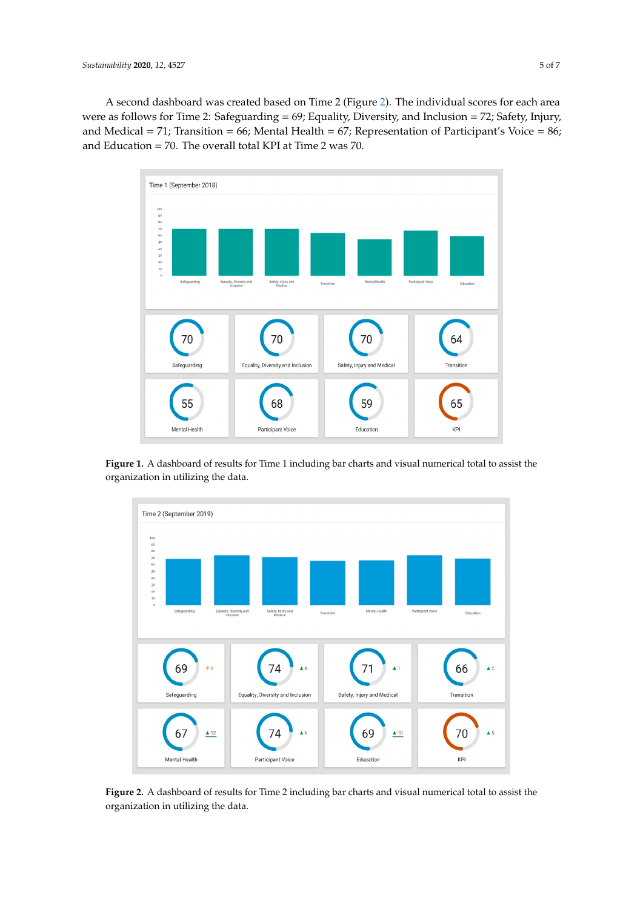A second dashboard was created based on Time 2 (Figure 2). The individual scores for each area were as follows for Time 2: Safeguarding = 69; Equality, Diversity, and Inclusion = 72; Safety, Injury, and Medical = 71; Transition = 66; Mental Health = 67; Representation of Participant's Voice = 86; and Education = 70. The overall total KPI at Time 2 was 70.

**Figure 1.** A dashboard of results for Time 1 including bar charts and visual numerical total to assist the organization in utilizing the data.

**Figure 2.** A dashboard of results for Time 2 including bar charts and visual numerical total to assist the organization in utilizing the data.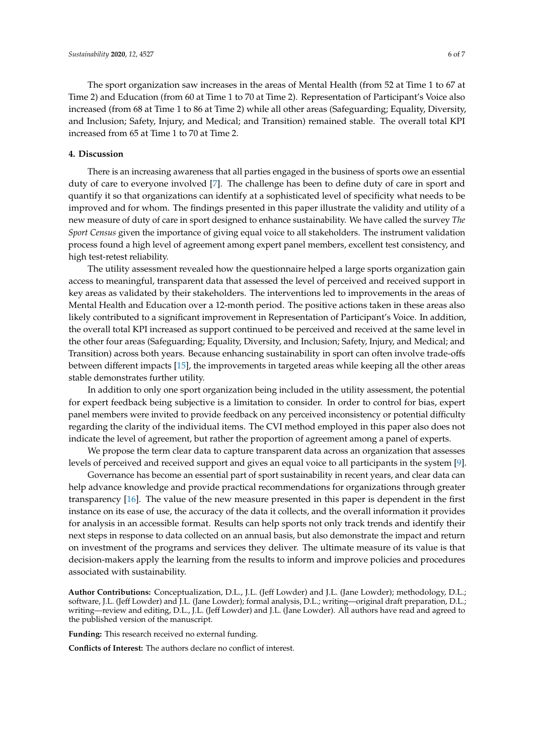The sport organization saw increases in the areas of Mental Health (from 52 at Time 1 to 67 at Time 2) and Education (from 60 at Time 1 to 70 at Time 2). Representation of Participant's Voice also increased (from 68 at Time 1 to 86 at Time 2) while all other areas (Safeguarding; Equality, Diversity, and Inclusion; Safety, Injury, and Medical; and Transition) remained stable. The overall total KPI increased from 65 at Time 1 to 70 at Time 2.

## 4. Discussion

There is an increasing awareness that all parties engaged in the business of sports owe an essential duty of care to everyone involved [7]. The challenge has been to define duty of care in sport and quantify it so that organizations can identify at a sophisticated level of specificity what needs to be improved and for whom. The findings presented in this paper illustrate the validity and utility of a new measure of duty of care in sport designed to enhance sustainability. We have called the survey *The Sport Census* given the importance of giving equal voice to all stakeholders. The instrument validation process found a high level of agreement among expert panel members, excellent test consistency, and high test-retest reliability.

The utility assessment revealed how the questionnaire helped a large sports organization gain access to meaningful, transparent data that assessed the level of perceived and received support in key areas as validated by their stakeholders. The interventions led to improvements in the areas of Mental Health and Education over a 12-month period. The positive actions taken in these areas also likely contributed to a significant improvement in Representation of Participant's Voice. In addition, the overall total KPI increased as support continued to be perceived and received at the same level in the other four areas (Safeguarding; Equality, Diversity, and Inclusion; Safety, Injury, and Medical; and Transition) across both years. Because enhancing sustainability in sport can often involve trade-offs between different impacts [15], the improvements in targeted areas while keeping all the other areas stable demonstrates further utility.

In addition to only one sport organization being included in the utility assessment, the potential for expert feedback being subjective is a limitation to consider. In order to control for bias, expert panel members were invited to provide feedback on any perceived inconsistency or potential difficulty regarding the clarity of the individual items. The CVI method employed in this paper also does not indicate the level of agreement, but rather the proportion of agreement among a panel of experts.

We propose the term clear data to capture transparent data across an organization that assesses levels of perceived and received support and gives an equal voice to all participants in the system [9].

Governance has become an essential part of sport sustainability in recent years, and clear data can help advance knowledge and provide practical recommendations for organizations through greater transparency [16]. The value of the new measure presented in this paper is dependent in the first instance on its ease of use, the accuracy of the data it collects, and the overall information it provides for analysis in an accessible format. Results can help sports not only track trends and identify their next steps in response to data collected on an annual basis, but also demonstrate the impact and return on investment of the programs and services they deliver. The ultimate measure of its value is that decision-makers apply the learning from the results to inform and improve policies and procedures associated with sustainability.

**Author Contributions:** Conceptualization, D.L., J.L. (Jeff Lowder) and J.L. (Jane Lowder); methodology, D.L.; software, J.L. (Jeff Lowder) and J.L. (Jane Lowder); formal analysis, D.L.; writing—original draft preparation, D.L.; writing—review and editing, D.L., J.L. (Jeff Lowder) and J.L. (Jane Lowder). All authors have read and agreed to the published version of the manuscript.

**Funding:** This research received no external funding.

**Conflicts of Interest:** The authors declare no conflict of interest.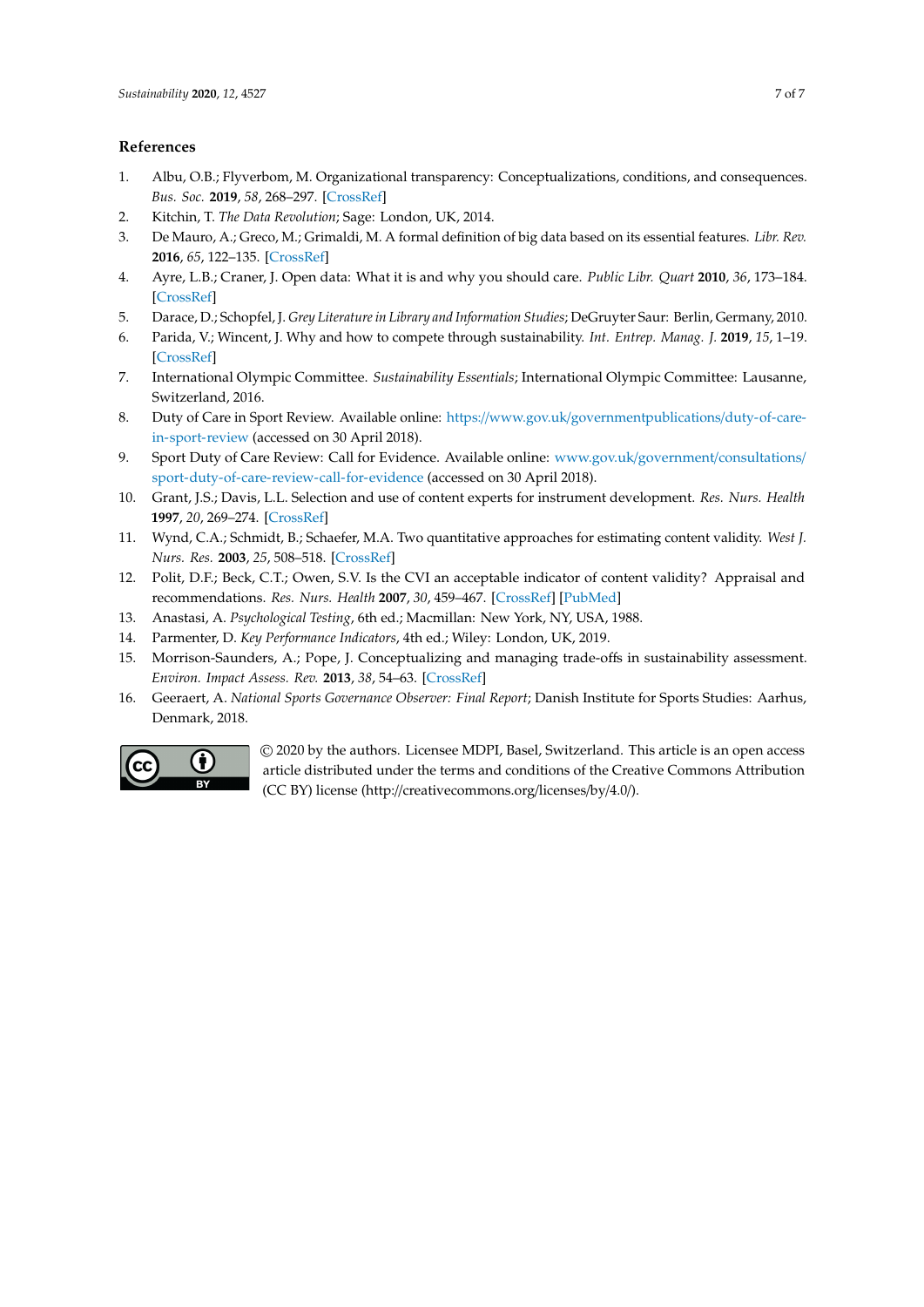## References

1. Albu, O.B.; Flyverbom, M. Organizational transparency: Conceptualizations, conditions, and consequences. *Bus. Soc.* **2019**, *58*, 268–297. [CrossRef]
2. Kitchin, T. *The Data Revolution*; Sage: London, UK, 2014.
3. De Mauro, A.; Greco, M.; Grimaldi, M. A formal definition of big data based on its essential features. *Libr. Rev.* **2016**, *65*, 122–135. [CrossRef]
4. Ayre, L.B.; Craner, J. Open data: What it is and why you should care. *Public Libr. Quart* **2010**, *36*, 173–184. [CrossRef]
5. Darace, D.; Schopfel, J. *Grey Literature in Library and Information Studies*; DeGruyter Saur: Berlin, Germany, 2010.
6. Parida, V.; Wincent, J. Why and how to compete through sustainability. *Int. Entrep. Manag. J.* **2019**, *15*, 1–19. [CrossRef]
7. International Olympic Committee. *Sustainability Essentials*; International Olympic Committee: Lausanne, Switzerland, 2016.
8. Duty of Care in Sport Review. Available online: https://www.gov.uk/governmentpublications/duty-of-care-in-sport-review (accessed on 30 April 2018).
9. Sport Duty of Care Review: Call for Evidence. Available online: www.gov.uk/government/consultations/sport-duty-of-care-review-call-for-evidence (accessed on 30 April 2018).
10. Grant, J.S.; Davis, L.L. Selection and use of content experts for instrument development. *Res. Nurs. Health* **1997**, *20*, 269–274. [CrossRef]
11. Wynd, C.A.; Schmidt, B.; Schaefer, M.A. Two quantitative approaches for estimating content validity. *West J. Nurs. Res.* **2003**, *25*, 508–518. [CrossRef]
12. Polit, D.F.; Beck, C.T.; Owen, S.V. Is the CVI an acceptable indicator of content validity? Appraisal and recommendations. *Res. Nurs. Health* **2007**, *30*, 459–467. [CrossRef] [PubMed]
13. Anastasi, A. *Psychological Testing*, 6th ed.; Macmillan: New York, NY, USA, 1988.
14. Parmenter, D. *Key Performance Indicators*, 4th ed.; Wiley: London, UK, 2019.
15. Morrison-Saunders, A.; Pope, J. Conceptualizing and managing trade-offs in sustainability assessment. *Environ. Impact Assess. Rev.* **2013**, *38*, 54–63. [CrossRef]
16. Geeraert, A. *National Sports Governance Observer: Final Report*; Danish Institute for Sports Studies: Aarhus, Denmark, 2018.

© 2020 by the authors. Licensee MDPI, Basel, Switzerland. This article is an open access article distributed under the terms and conditions of the Creative Commons Attribution (CC BY) license (http://creativecommons.org/licenses/by/4.0/).